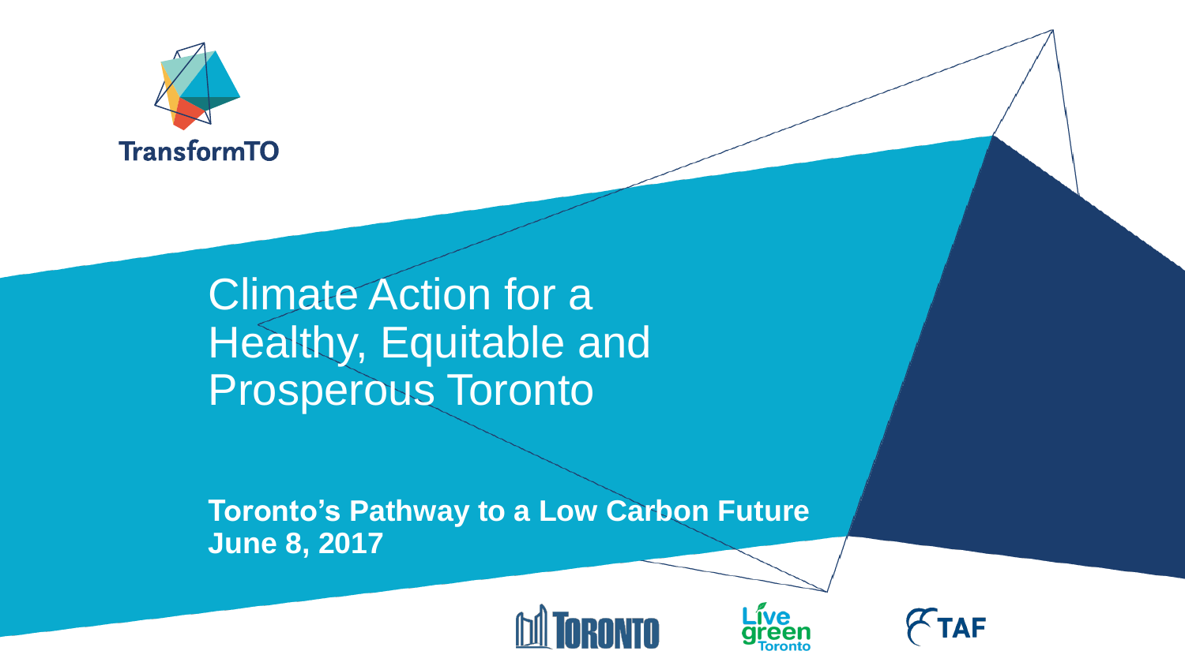TransformTO

# Climate Action for a Healthy, Equitable and Prosperous Toronto

**Toronto's Pathway to a Low Carbon Future**
**June 8, 2017**

TORONTO

Live green Toronto

TAF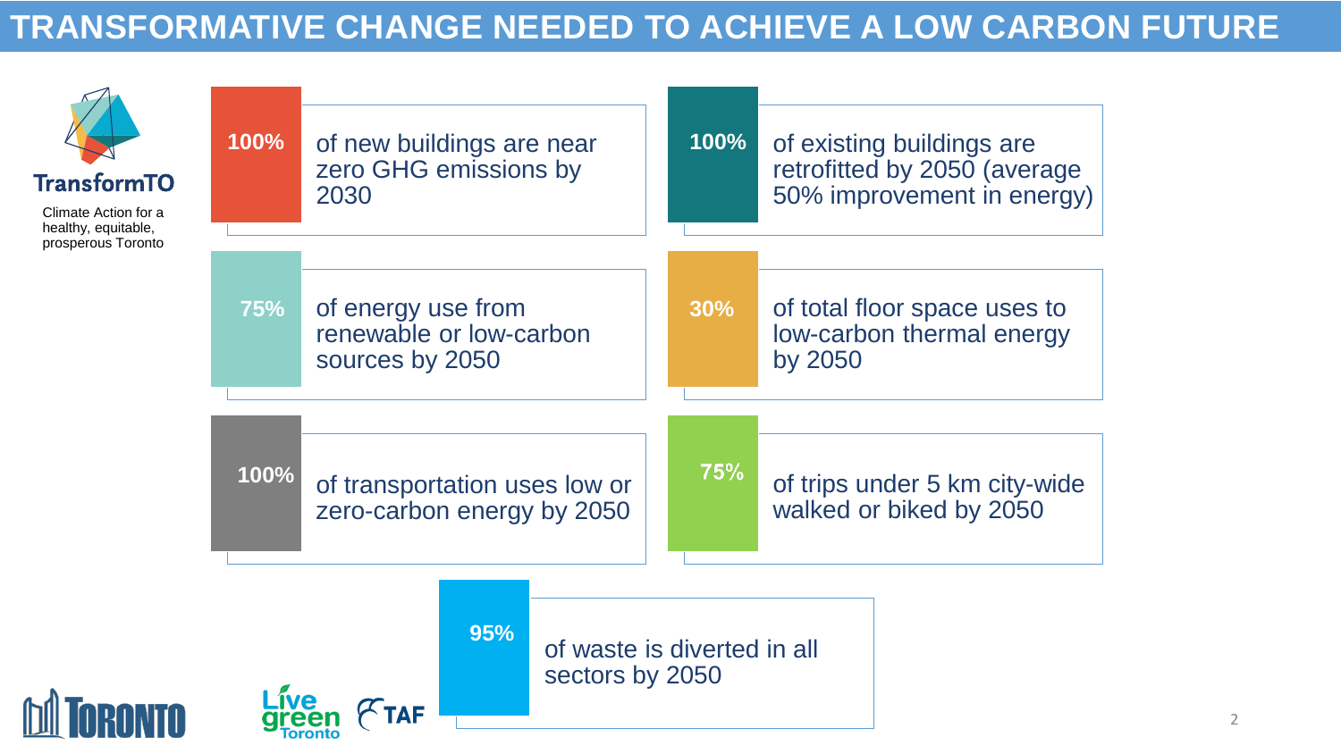# TRANSFORMATIVE CHANGE NEEDED TO ACHIEVE A LOW CARBON FUTURE

**TransformTO**

Climate Action for a healthy, equitable, prosperous Toronto

- **100%** of new buildings are near zero GHG emissions by 2030
- **100%** of existing buildings are retrofitted by 2050 (average 50% improvement in energy)
- **75%** of energy use from renewable or low-carbon sources by 2050
- **30%** of total floor space uses to low-carbon thermal energy by 2050
- **100%** of transportation uses low or zero-carbon energy by 2050
- **75%** of trips under 5 km city-wide walked or biked by 2050
- **95%** of waste is diverted in all sectors by 2050

TORONTO

Live green Toronto

TAF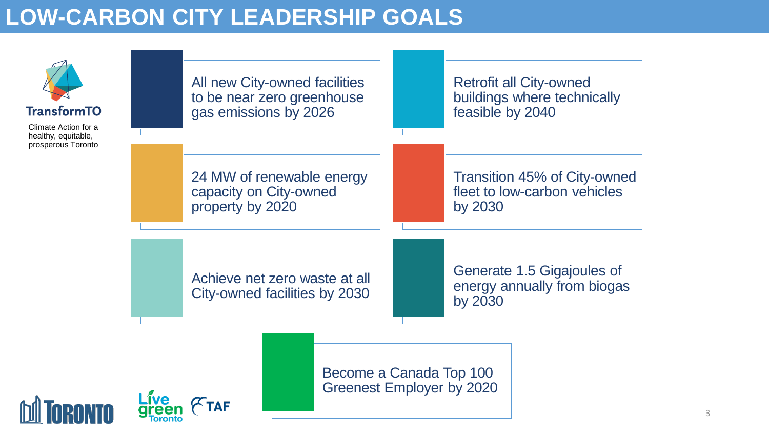# LOW-CARBON CITY LEADERSHIP GOALS

**TransformTO**

Climate Action for a healthy, equitable, prosperous Toronto

- All new City-owned facilities to be near zero greenhouse gas emissions by 2026
- Retrofit all City-owned buildings where technically feasible by 2040
- 24 MW of renewable energy capacity on City-owned property by 2020
- Transition 45% of City-owned fleet to low-carbon vehicles by 2030
- Achieve net zero waste at all City-owned facilities by 2030
- Generate 1.5 Gigajoules of energy annually from biogas by 2030
- Become a Canada Top 100 Greenest Employer by 2020

Toronto | Live green Toronto | TAF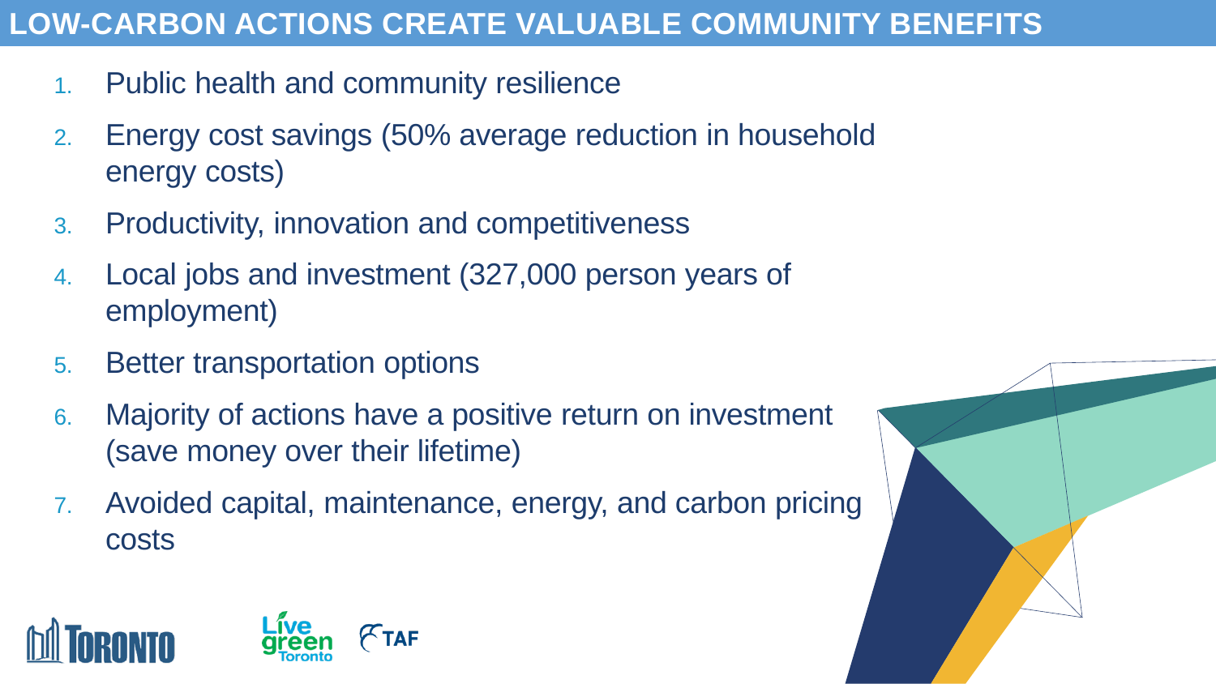# LOW-CARBON ACTIONS CREATE VALUABLE COMMUNITY BENEFITS

1. Public health and community resilience
2. Energy cost savings (50% average reduction in household energy costs)
3. Productivity, innovation and competitiveness
4. Local jobs and investment (327,000 person years of employment)
5. Better transportation options
6. Majority of actions have a positive return on investment (save money over their lifetime)
7. Avoided capital, maintenance, energy, and carbon pricing costs